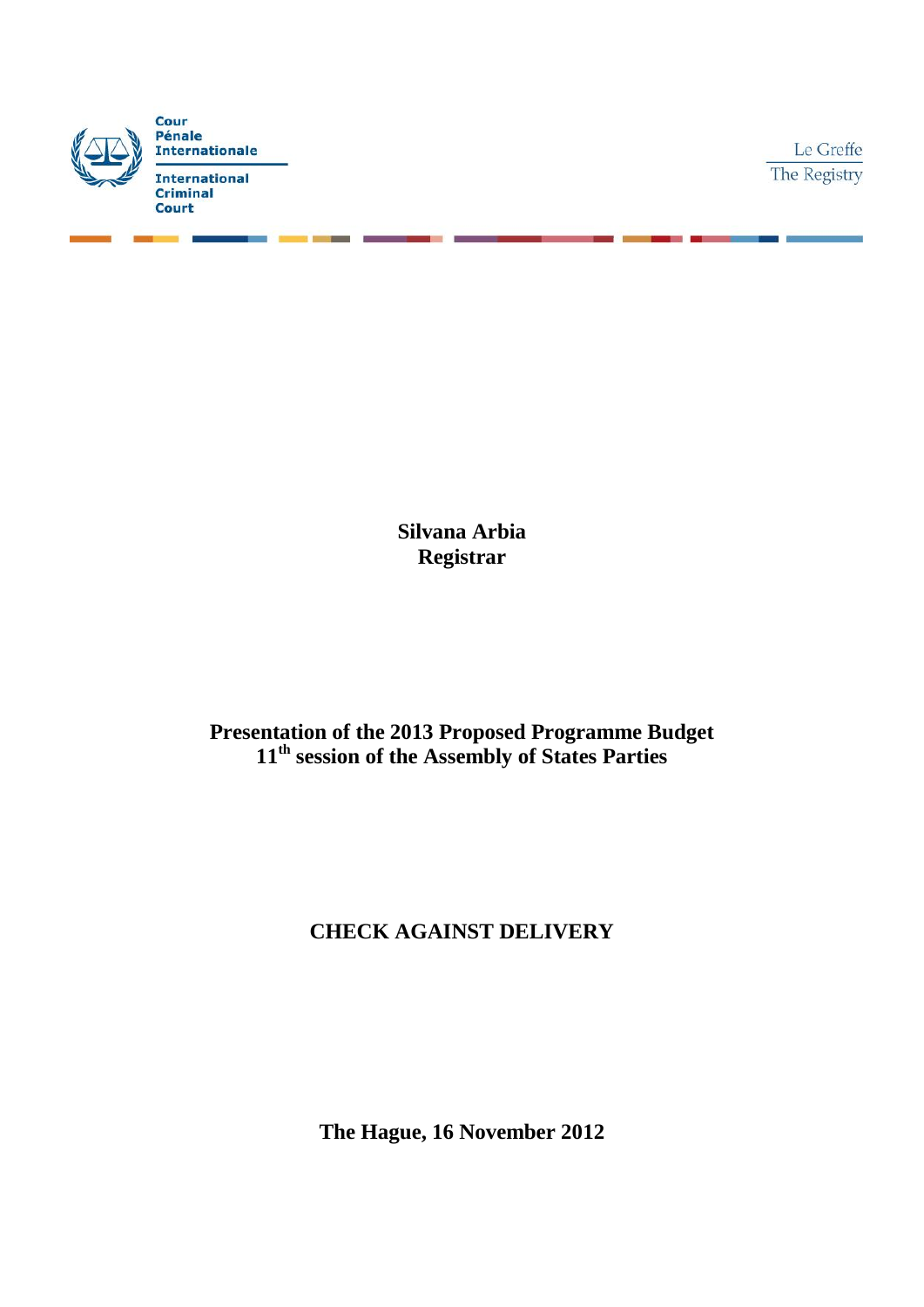Cour Pénale Internationale

International Criminal Court

Le Greffe

The Registry

**Silvana Arbia**
**Registrar**

**Presentation of the 2013 Proposed Programme Budget**
**11th session of the Assembly of States Parties**

**CHECK AGAINST DELIVERY**

**The Hague, 16 November 2012**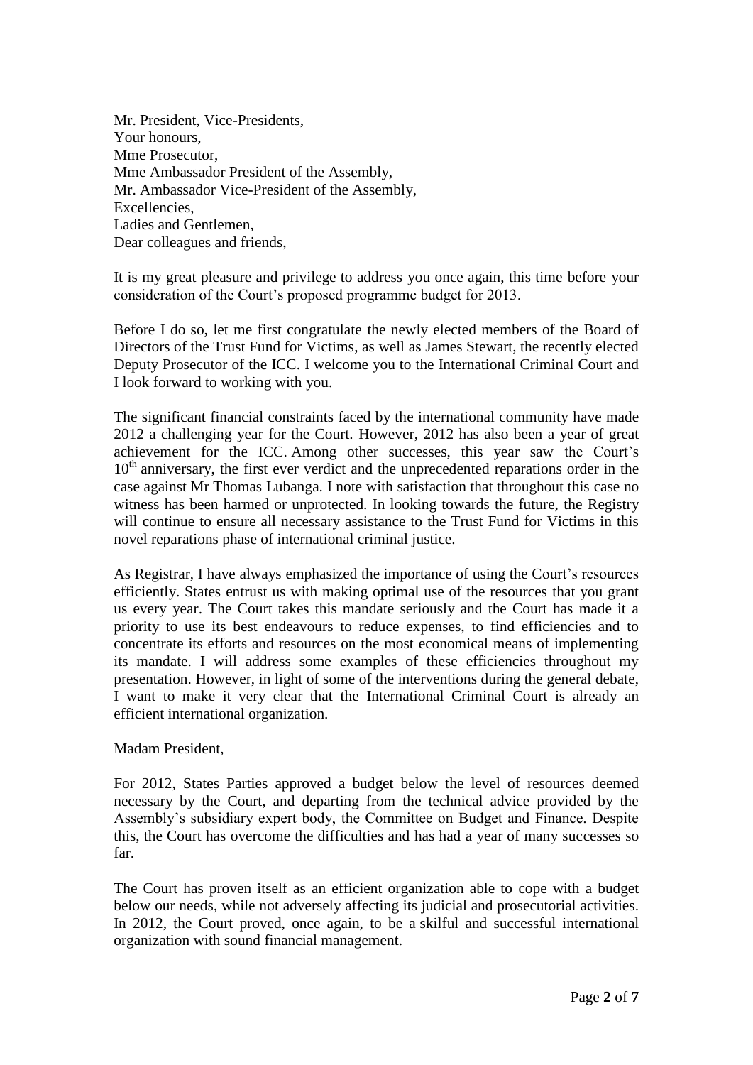Mr. President, Vice-Presidents,
Your honours,
Mme Prosecutor,
Mme Ambassador President of the Assembly,
Mr. Ambassador Vice-President of the Assembly,
Excellencies,
Ladies and Gentlemen,
Dear colleagues and friends,

It is my great pleasure and privilege to address you once again, this time before your consideration of the Court's proposed programme budget for 2013.

Before I do so, let me first congratulate the newly elected members of the Board of Directors of the Trust Fund for Victims, as well as James Stewart, the recently elected Deputy Prosecutor of the ICC. I welcome you to the International Criminal Court and I look forward to working with you.

The significant financial constraints faced by the international community have made 2012 a challenging year for the Court. However, 2012 has also been a year of great achievement for the ICC. Among other successes, this year saw the Court's 10th anniversary, the first ever verdict and the unprecedented reparations order in the case against Mr Thomas Lubanga. I note with satisfaction that throughout this case no witness has been harmed or unprotected. In looking towards the future, the Registry will continue to ensure all necessary assistance to the Trust Fund for Victims in this novel reparations phase of international criminal justice.

As Registrar, I have always emphasized the importance of using the Court's resources efficiently. States entrust us with making optimal use of the resources that you grant us every year. The Court takes this mandate seriously and the Court has made it a priority to use its best endeavours to reduce expenses, to find efficiencies and to concentrate its efforts and resources on the most economical means of implementing its mandate. I will address some examples of these efficiencies throughout my presentation. However, in light of some of the interventions during the general debate, I want to make it very clear that the International Criminal Court is already an efficient international organization.

Madam President,

For 2012, States Parties approved a budget below the level of resources deemed necessary by the Court, and departing from the technical advice provided by the Assembly's subsidiary expert body, the Committee on Budget and Finance. Despite this, the Court has overcome the difficulties and has had a year of many successes so far.

The Court has proven itself as an efficient organization able to cope with a budget below our needs, while not adversely affecting its judicial and prosecutorial activities. In 2012, the Court proved, once again, to be a skilful and successful international organization with sound financial management.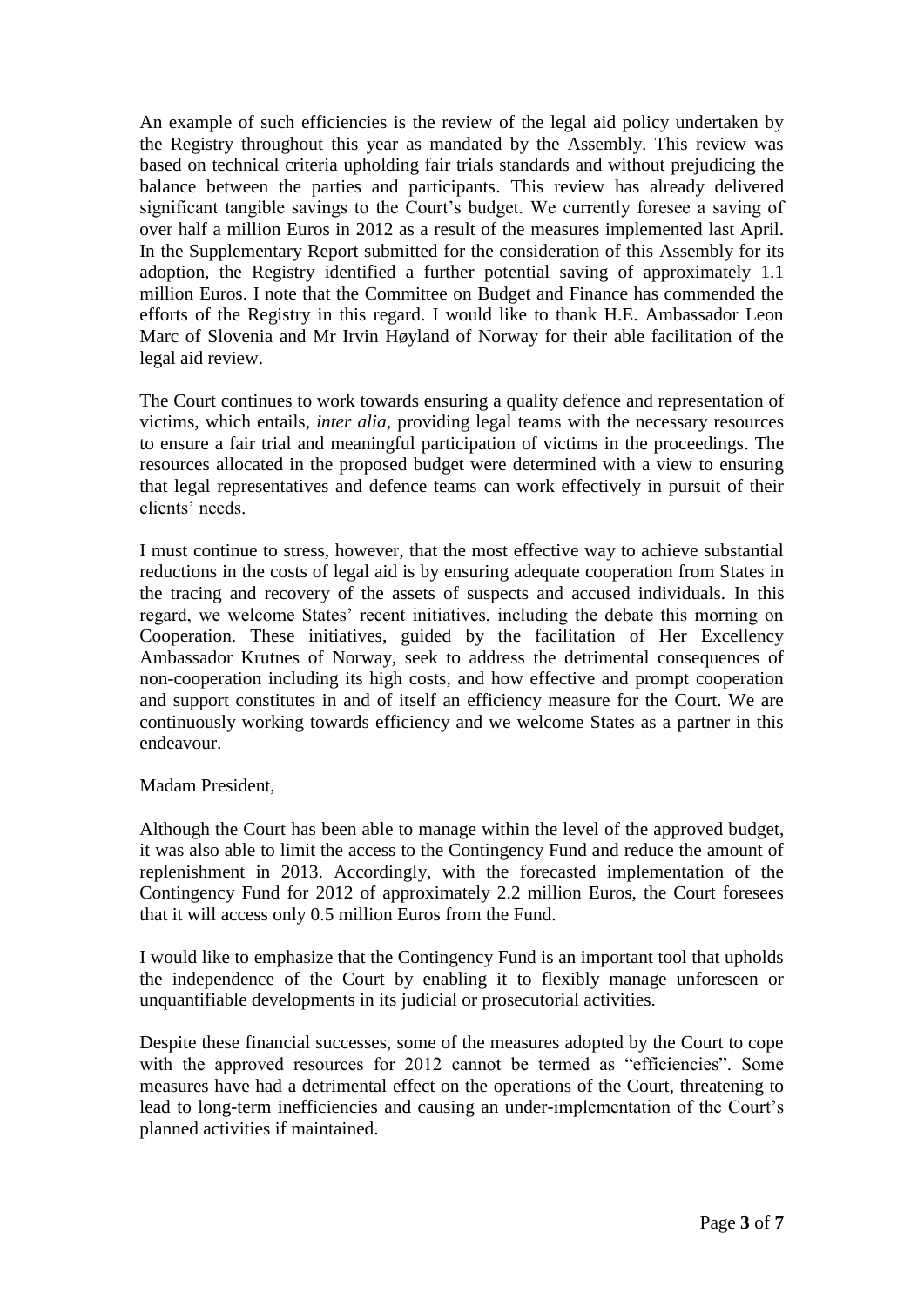An example of such efficiencies is the review of the legal aid policy undertaken by the Registry throughout this year as mandated by the Assembly. This review was based on technical criteria upholding fair trials standards and without prejudicing the balance between the parties and participants. This review has already delivered significant tangible savings to the Court's budget. We currently foresee a saving of over half a million Euros in 2012 as a result of the measures implemented last April. In the Supplementary Report submitted for the consideration of this Assembly for its adoption, the Registry identified a further potential saving of approximately 1.1 million Euros. I note that the Committee on Budget and Finance has commended the efforts of the Registry in this regard. I would like to thank H.E. Ambassador Leon Marc of Slovenia and Mr Irvin Høyland of Norway for their able facilitation of the legal aid review.

The Court continues to work towards ensuring a quality defence and representation of victims, which entails, *inter alia*, providing legal teams with the necessary resources to ensure a fair trial and meaningful participation of victims in the proceedings. The resources allocated in the proposed budget were determined with a view to ensuring that legal representatives and defence teams can work effectively in pursuit of their clients' needs.

I must continue to stress, however, that the most effective way to achieve substantial reductions in the costs of legal aid is by ensuring adequate cooperation from States in the tracing and recovery of the assets of suspects and accused individuals. In this regard, we welcome States' recent initiatives, including the debate this morning on Cooperation. These initiatives, guided by the facilitation of Her Excellency Ambassador Krutnes of Norway, seek to address the detrimental consequences of non-cooperation including its high costs, and how effective and prompt cooperation and support constitutes in and of itself an efficiency measure for the Court. We are continuously working towards efficiency and we welcome States as a partner in this endeavour.

Madam President,

Although the Court has been able to manage within the level of the approved budget, it was also able to limit the access to the Contingency Fund and reduce the amount of replenishment in 2013. Accordingly, with the forecasted implementation of the Contingency Fund for 2012 of approximately 2.2 million Euros, the Court foresees that it will access only 0.5 million Euros from the Fund.

I would like to emphasize that the Contingency Fund is an important tool that upholds the independence of the Court by enabling it to flexibly manage unforeseen or unquantifiable developments in its judicial or prosecutorial activities.

Despite these financial successes, some of the measures adopted by the Court to cope with the approved resources for 2012 cannot be termed as "efficiencies". Some measures have had a detrimental effect on the operations of the Court, threatening to lead to long-term inefficiencies and causing an under-implementation of the Court's planned activities if maintained.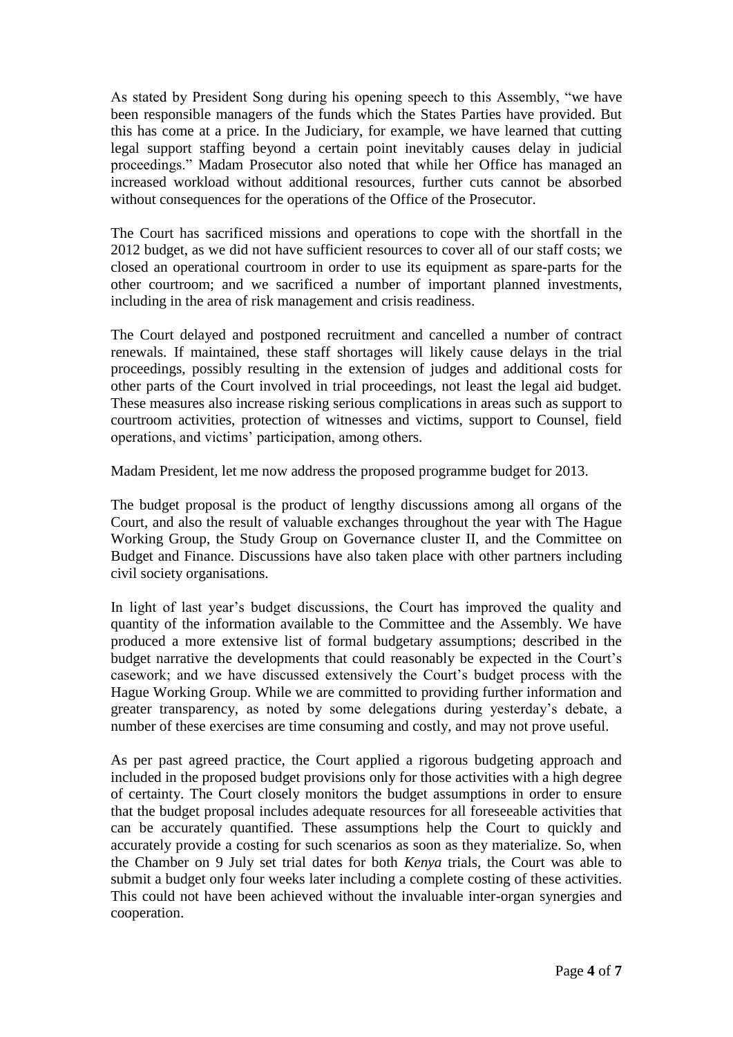As stated by President Song during his opening speech to this Assembly, "we have been responsible managers of the funds which the States Parties have provided. But this has come at a price. In the Judiciary, for example, we have learned that cutting legal support staffing beyond a certain point inevitably causes delay in judicial proceedings." Madam Prosecutor also noted that while her Office has managed an increased workload without additional resources, further cuts cannot be absorbed without consequences for the operations of the Office of the Prosecutor.

The Court has sacrificed missions and operations to cope with the shortfall in the 2012 budget, as we did not have sufficient resources to cover all of our staff costs; we closed an operational courtroom in order to use its equipment as spare-parts for the other courtroom; and we sacrificed a number of important planned investments, including in the area of risk management and crisis readiness.

The Court delayed and postponed recruitment and cancelled a number of contract renewals. If maintained, these staff shortages will likely cause delays in the trial proceedings, possibly resulting in the extension of judges and additional costs for other parts of the Court involved in trial proceedings, not least the legal aid budget. These measures also increase risking serious complications in areas such as support to courtroom activities, protection of witnesses and victims, support to Counsel, field operations, and victims' participation, among others.

Madam President, let me now address the proposed programme budget for 2013.

The budget proposal is the product of lengthy discussions among all organs of the Court, and also the result of valuable exchanges throughout the year with The Hague Working Group, the Study Group on Governance cluster II, and the Committee on Budget and Finance. Discussions have also taken place with other partners including civil society organisations.

In light of last year's budget discussions, the Court has improved the quality and quantity of the information available to the Committee and the Assembly. We have produced a more extensive list of formal budgetary assumptions; described in the budget narrative the developments that could reasonably be expected in the Court's casework; and we have discussed extensively the Court's budget process with the Hague Working Group. While we are committed to providing further information and greater transparency, as noted by some delegations during yesterday's debate, a number of these exercises are time consuming and costly, and may not prove useful.

As per past agreed practice, the Court applied a rigorous budgeting approach and included in the proposed budget provisions only for those activities with a high degree of certainty. The Court closely monitors the budget assumptions in order to ensure that the budget proposal includes adequate resources for all foreseeable activities that can be accurately quantified. These assumptions help the Court to quickly and accurately provide a costing for such scenarios as soon as they materialize. So, when the Chamber on 9 July set trial dates for both *Kenya* trials, the Court was able to submit a budget only four weeks later including a complete costing of these activities. This could not have been achieved without the invaluable inter-organ synergies and cooperation.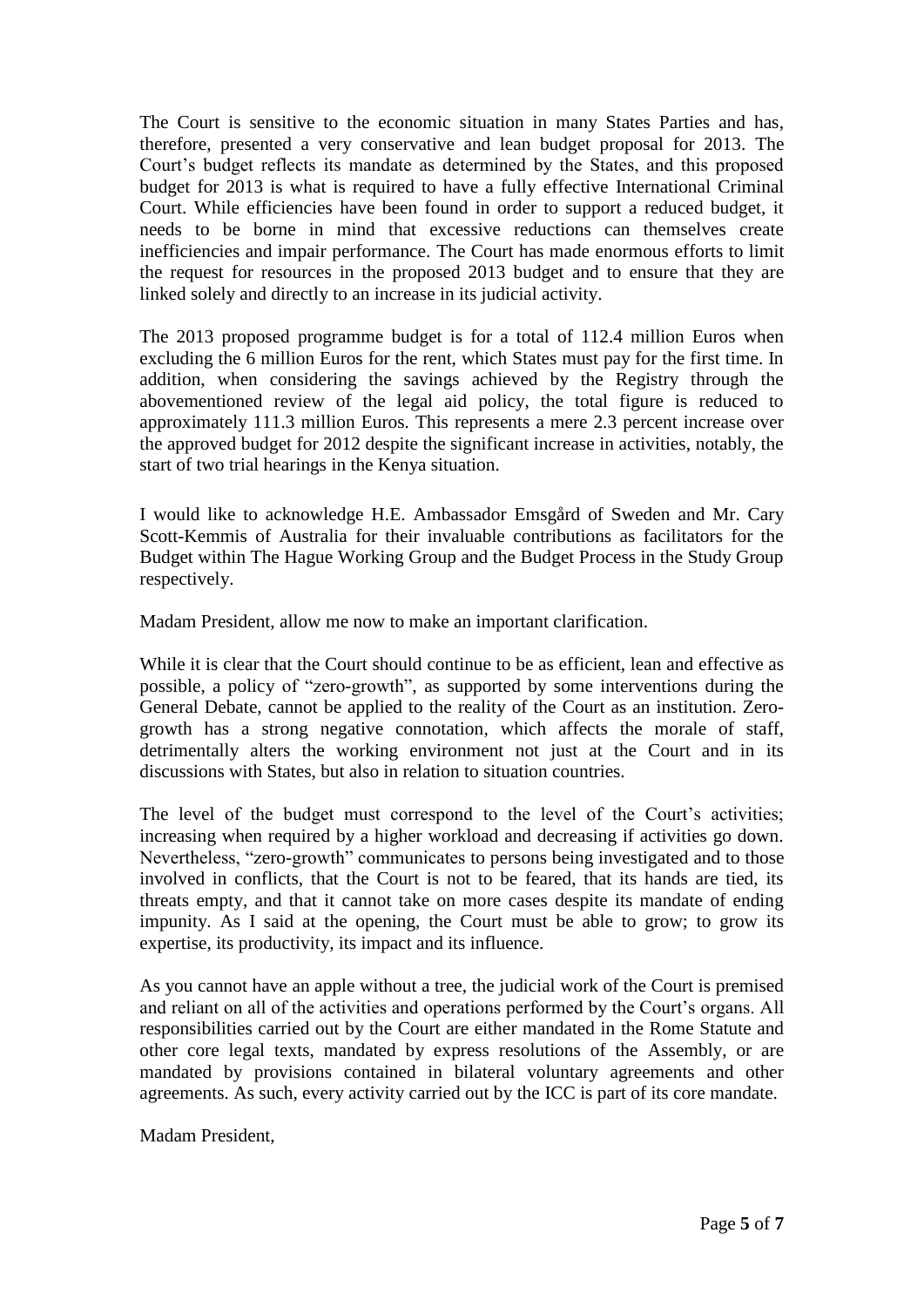The Court is sensitive to the economic situation in many States Parties and has, therefore, presented a very conservative and lean budget proposal for 2013. The Court's budget reflects its mandate as determined by the States, and this proposed budget for 2013 is what is required to have a fully effective International Criminal Court. While efficiencies have been found in order to support a reduced budget, it needs to be borne in mind that excessive reductions can themselves create inefficiencies and impair performance. The Court has made enormous efforts to limit the request for resources in the proposed 2013 budget and to ensure that they are linked solely and directly to an increase in its judicial activity.

The 2013 proposed programme budget is for a total of 112.4 million Euros when excluding the 6 million Euros for the rent, which States must pay for the first time. In addition, when considering the savings achieved by the Registry through the abovementioned review of the legal aid policy, the total figure is reduced to approximately 111.3 million Euros. This represents a mere 2.3 percent increase over the approved budget for 2012 despite the significant increase in activities, notably, the start of two trial hearings in the Kenya situation.

I would like to acknowledge H.E. Ambassador Emsgård of Sweden and Mr. Cary Scott-Kemmis of Australia for their invaluable contributions as facilitators for the Budget within The Hague Working Group and the Budget Process in the Study Group respectively.

Madam President, allow me now to make an important clarification.

While it is clear that the Court should continue to be as efficient, lean and effective as possible, a policy of "zero-growth", as supported by some interventions during the General Debate, cannot be applied to the reality of the Court as an institution. Zero-growth has a strong negative connotation, which affects the morale of staff, detrimentally alters the working environment not just at the Court and in its discussions with States, but also in relation to situation countries.

The level of the budget must correspond to the level of the Court's activities; increasing when required by a higher workload and decreasing if activities go down. Nevertheless, "zero-growth" communicates to persons being investigated and to those involved in conflicts, that the Court is not to be feared, that its hands are tied, its threats empty, and that it cannot take on more cases despite its mandate of ending impunity. As I said at the opening, the Court must be able to grow; to grow its expertise, its productivity, its impact and its influence.

As you cannot have an apple without a tree, the judicial work of the Court is premised and reliant on all of the activities and operations performed by the Court's organs. All responsibilities carried out by the Court are either mandated in the Rome Statute and other core legal texts, mandated by express resolutions of the Assembly, or are mandated by provisions contained in bilateral voluntary agreements and other agreements. As such, every activity carried out by the ICC is part of its core mandate.

Madam President,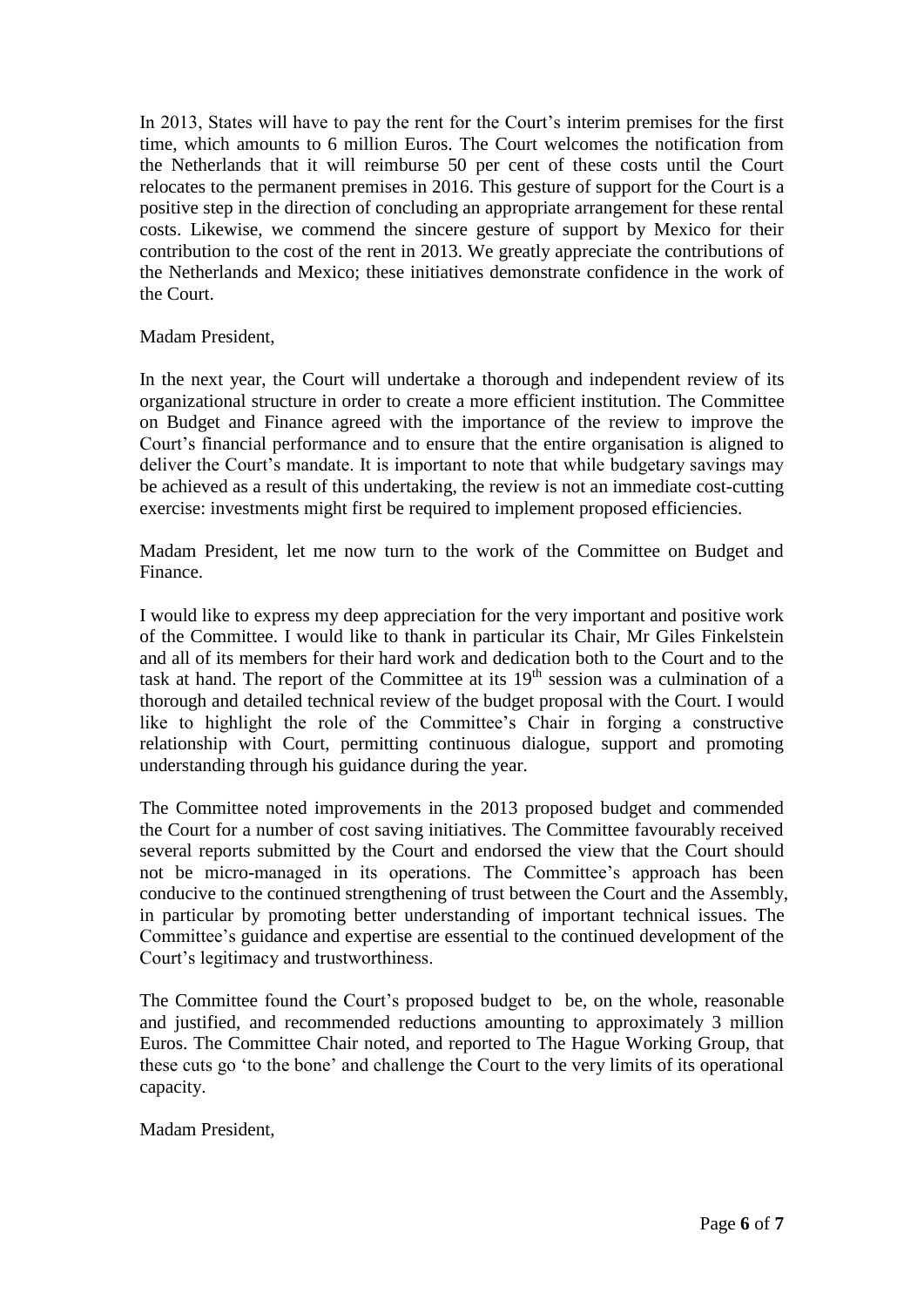In 2013, States will have to pay the rent for the Court's interim premises for the first time, which amounts to 6 million Euros. The Court welcomes the notification from the Netherlands that it will reimburse 50 per cent of these costs until the Court relocates to the permanent premises in 2016. This gesture of support for the Court is a positive step in the direction of concluding an appropriate arrangement for these rental costs. Likewise, we commend the sincere gesture of support by Mexico for their contribution to the cost of the rent in 2013. We greatly appreciate the contributions of the Netherlands and Mexico; these initiatives demonstrate confidence in the work of the Court.

Madam President,

In the next year, the Court will undertake a thorough and independent review of its organizational structure in order to create a more efficient institution. The Committee on Budget and Finance agreed with the importance of the review to improve the Court's financial performance and to ensure that the entire organisation is aligned to deliver the Court's mandate. It is important to note that while budgetary savings may be achieved as a result of this undertaking, the review is not an immediate cost-cutting exercise: investments might first be required to implement proposed efficiencies.

Madam President, let me now turn to the work of the Committee on Budget and Finance.

I would like to express my deep appreciation for the very important and positive work of the Committee. I would like to thank in particular its Chair, Mr Giles Finkelstein and all of its members for their hard work and dedication both to the Court and to the task at hand. The report of the Committee at its 19th session was a culmination of a thorough and detailed technical review of the budget proposal with the Court. I would like to highlight the role of the Committee's Chair in forging a constructive relationship with Court, permitting continuous dialogue, support and promoting understanding through his guidance during the year.

The Committee noted improvements in the 2013 proposed budget and commended the Court for a number of cost saving initiatives. The Committee favourably received several reports submitted by the Court and endorsed the view that the Court should not be micro-managed in its operations. The Committee's approach has been conducive to the continued strengthening of trust between the Court and the Assembly, in particular by promoting better understanding of important technical issues. The Committee's guidance and expertise are essential to the continued development of the Court's legitimacy and trustworthiness.

The Committee found the Court's proposed budget to be, on the whole, reasonable and justified, and recommended reductions amounting to approximately 3 million Euros. The Committee Chair noted, and reported to The Hague Working Group, that these cuts go 'to the bone' and challenge the Court to the very limits of its operational capacity.

Madam President,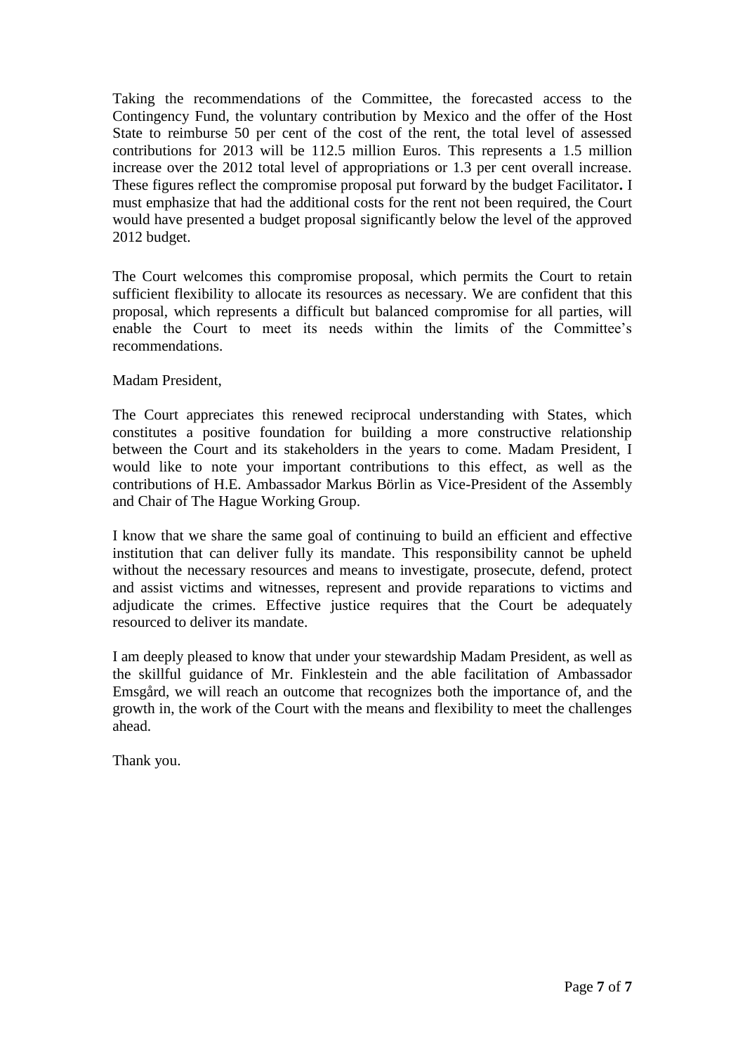Taking the recommendations of the Committee, the forecasted access to the Contingency Fund, the voluntary contribution by Mexico and the offer of the Host State to reimburse 50 per cent of the cost of the rent, the total level of assessed contributions for 2013 will be 112.5 million Euros. This represents a 1.5 million increase over the 2012 total level of appropriations or 1.3 per cent overall increase. These figures reflect the compromise proposal put forward by the budget Facilitator**.** I must emphasize that had the additional costs for the rent not been required, the Court would have presented a budget proposal significantly below the level of the approved 2012 budget.

The Court welcomes this compromise proposal, which permits the Court to retain sufficient flexibility to allocate its resources as necessary. We are confident that this proposal, which represents a difficult but balanced compromise for all parties, will enable the Court to meet its needs within the limits of the Committee's recommendations.

Madam President,

The Court appreciates this renewed reciprocal understanding with States, which constitutes a positive foundation for building a more constructive relationship between the Court and its stakeholders in the years to come. Madam President, I would like to note your important contributions to this effect, as well as the contributions of H.E. Ambassador Markus Börlin as Vice-President of the Assembly and Chair of The Hague Working Group.

I know that we share the same goal of continuing to build an efficient and effective institution that can deliver fully its mandate. This responsibility cannot be upheld without the necessary resources and means to investigate, prosecute, defend, protect and assist victims and witnesses, represent and provide reparations to victims and adjudicate the crimes. Effective justice requires that the Court be adequately resourced to deliver its mandate.

I am deeply pleased to know that under your stewardship Madam President, as well as the skillful guidance of Mr. Finklestein and the able facilitation of Ambassador Emsgård, we will reach an outcome that recognizes both the importance of, and the growth in, the work of the Court with the means and flexibility to meet the challenges ahead.

Thank you.